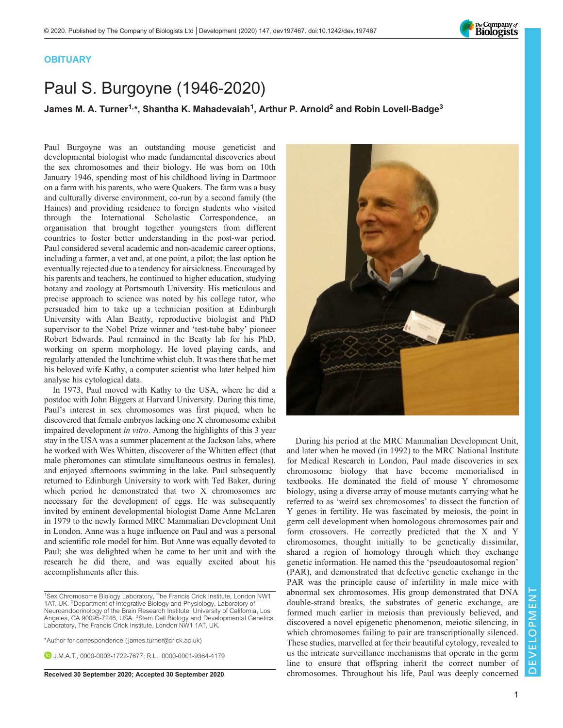OBITUARY

# Paul S. Burgoyne (1946-2020)

**James M. A. Turner[1,*], Shantha K. Mahadevaiah[1], Arthur P. Arnold[2] and Robin Lovell-Badge[3]**

Paul Burgoyne was an outstanding mouse geneticist and developmental biologist who made fundamental discoveries about the sex chromosomes and their biology. He was born on 10th January 1946, spending most of his childhood living in Dartmoor on a farm with his parents, who were Quakers. The farm was a busy and culturally diverse environment, co-run by a second family (the Haines) and providing residence to foreign students who visited through the International Scholastic Correspondence, an organisation that brought together youngsters from different countries to foster better understanding in the post-war period. Paul considered several academic and non-academic career options, including a farmer, a vet and, at one point, a pilot; the last option he eventually rejected due to a tendency for airsickness. Encouraged by his parents and teachers, he continued to higher education, studying botany and zoology at Portsmouth University. His meticulous and precise approach to science was noted by his college tutor, who persuaded him to take up a technician position at Edinburgh University with Alan Beatty, reproductive biologist and PhD supervisor to the Nobel Prize winner and 'test-tube baby' pioneer Robert Edwards. Paul remained in the Beatty lab for his PhD, working on sperm morphology. He loved playing cards, and regularly attended the lunchtime whist club. It was there that he met his beloved wife Kathy, a computer scientist who later helped him analyse his cytological data.

In 1973, Paul moved with Kathy to the USA, where he did a postdoc with John Biggers at Harvard University. During this time, Paul's interest in sex chromosomes was first piqued, when he discovered that female embryos lacking one X chromosome exhibit impaired development *in vitro*. Among the highlights of this 3 year stay in the USA was a summer placement at the Jackson labs, where he worked with Wes Whitten, discoverer of the Whitten effect (that male pheromones can stimulate simultaneous oestrus in females), and enjoyed afternoons swimming in the lake. Paul subsequently returned to Edinburgh University to work with Ted Baker, during which period he demonstrated that two X chromosomes are necessary for the development of eggs. He was subsequently invited by eminent developmental biologist Dame Anne McLaren in 1979 to the newly formed MRC Mammalian Development Unit in London. Anne was a huge influence on Paul and was a personal and scientific role model for him. But Anne was equally devoted to Paul; she was delighted when he came to her unit and with the research he did there, and was equally excited about his accomplishments after this.

During his period at the MRC Mammalian Development Unit, and later when he moved (in 1992) to the MRC National Institute for Medical Research in London, Paul made discoveries in sex chromosome biology that have become memorialised in textbooks. He dominated the field of mouse Y chromosome biology, using a diverse array of mouse mutants carrying what he referred to as 'weird sex chromosomes' to dissect the function of Y genes in fertility. He was fascinated by meiosis, the point in germ cell development when homologous chromosomes pair and form crossovers. He correctly predicted that the X and Y chromosomes, thought initially to be genetically dissimilar, shared a region of homology through which they exchange genetic information. He named this the 'pseudoautosomal region' (PAR), and demonstrated that defective genetic exchange in the PAR was the principle cause of infertility in male mice with abnormal sex chromosomes. His group demonstrated that DNA double-strand breaks, the substrates of genetic exchange, are formed much earlier in meiosis than previously believed, and discovered a novel epigenetic phenomenon, meiotic silencing, in which chromosomes failing to pair are transcriptionally silenced. These studies, marvelled at for their beautiful cytology, revealed to us the intricate surveillance mechanisms that operate in the germ line to ensure that offspring inherit the correct number of chromosomes. Throughout his life, Paul was deeply concerned

[1]Sex Chromosome Biology Laboratory, The Francis Crick Institute, London NW1 1AT, UK. [2]Department of Integrative Biology and Physiology, Laboratory of Neuroendocrinology of the Brain Research Institute, University of California, Los Angeles, CA 90095-7246, USA. [3]Stem Cell Biology and Developmental Genetics Laboratory, The Francis Crick Institute, London NW1 1AT, UK.

*Author for correspondence (james.turner@crick.ac.uk)

J.M.A.T., 0000-0003-1722-7677; R.L., 0000-0001-9364-4179

Received 30 September 2020; Accepted 30 September 2020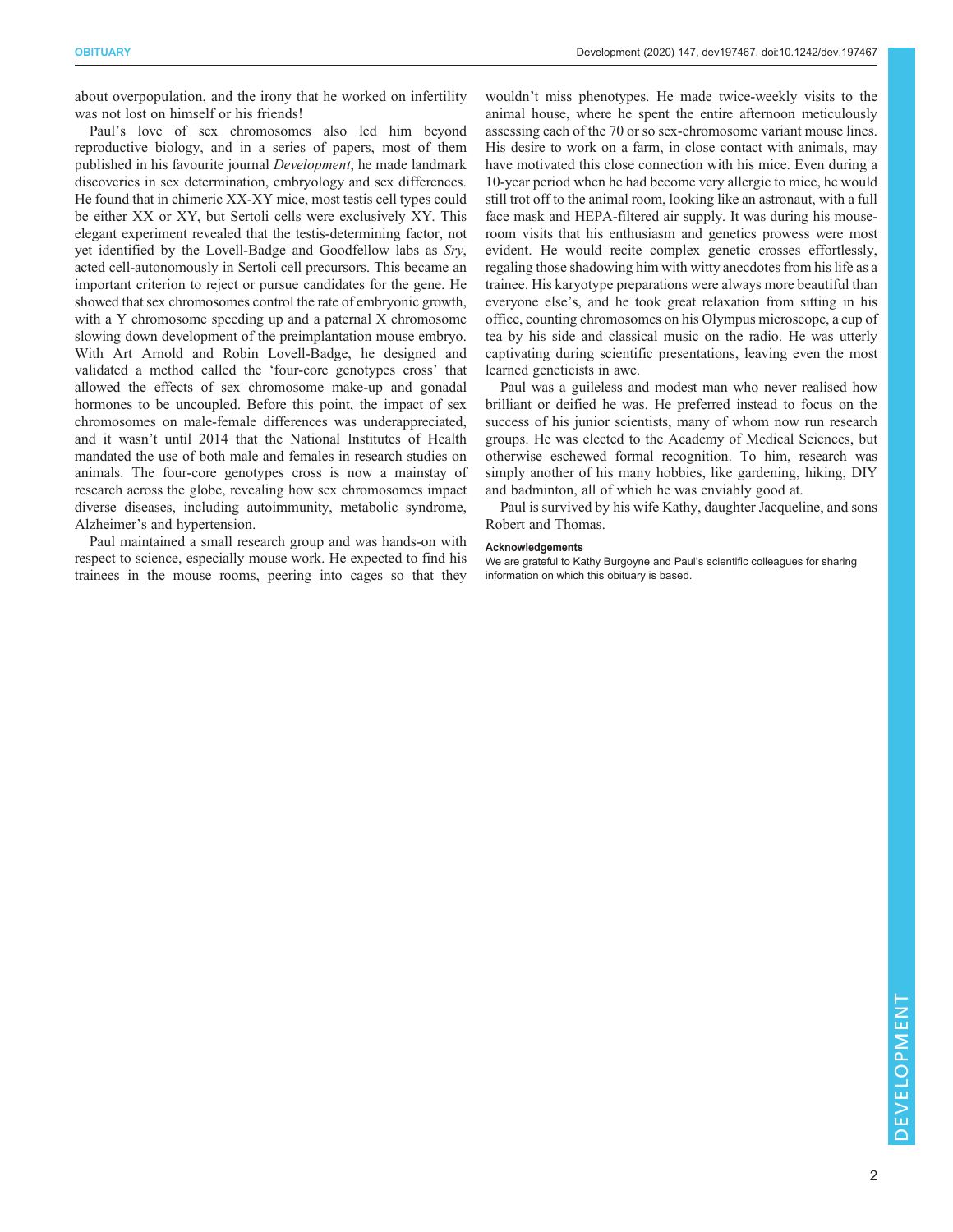about overpopulation, and the irony that he worked on infertility was not lost on himself or his friends!

Paul's love of sex chromosomes also led him beyond reproductive biology, and in a series of papers, most of them published in his favourite journal *Development*, he made landmark discoveries in sex determination, embryology and sex differences. He found that in chimeric XX-XY mice, most testis cell types could be either XX or XY, but Sertoli cells were exclusively XY. This elegant experiment revealed that the testis-determining factor, not yet identified by the Lovell-Badge and Goodfellow labs as *Sry*, acted cell-autonomously in Sertoli cell precursors. This became an important criterion to reject or pursue candidates for the gene. He showed that sex chromosomes control the rate of embryonic growth, with a Y chromosome speeding up and a paternal X chromosome slowing down development of the preimplantation mouse embryo. With Art Arnold and Robin Lovell-Badge, he designed and validated a method called the 'four-core genotypes cross' that allowed the effects of sex chromosome make-up and gonadal hormones to be uncoupled. Before this point, the impact of sex chromosomes on male-female differences was underappreciated, and it wasn't until 2014 that the National Institutes of Health mandated the use of both male and females in research studies on animals. The four-core genotypes cross is now a mainstay of research across the globe, revealing how sex chromosomes impact diverse diseases, including autoimmunity, metabolic syndrome, Alzheimer's and hypertension.

Paul maintained a small research group and was hands-on with respect to science, especially mouse work. He expected to find his trainees in the mouse rooms, peering into cages so that they wouldn't miss phenotypes. He made twice-weekly visits to the animal house, where he spent the entire afternoon meticulously assessing each of the 70 or so sex-chromosome variant mouse lines. His desire to work on a farm, in close contact with animals, may have motivated this close connection with his mice. Even during a 10-year period when he had become very allergic to mice, he would still trot off to the animal room, looking like an astronaut, with a full face mask and HEPA-filtered air supply. It was during his mouse-room visits that his enthusiasm and genetics prowess were most evident. He would recite complex genetic crosses effortlessly, regaling those shadowing him with witty anecdotes from his life as a trainee. His karyotype preparations were always more beautiful than everyone else's, and he took great relaxation from sitting in his office, counting chromosomes on his Olympus microscope, a cup of tea by his side and classical music on the radio. He was utterly captivating during scientific presentations, leaving even the most learned geneticists in awe.

Paul was a guileless and modest man who never realised how brilliant or deified he was. He preferred instead to focus on the success of his junior scientists, many of whom now run research groups. He was elected to the Academy of Medical Sciences, but otherwise eschewed formal recognition. To him, research was simply another of his many hobbies, like gardening, hiking, DIY and badminton, all of which he was enviably good at.

Paul is survived by his wife Kathy, daughter Jacqueline, and sons Robert and Thomas.

#### Acknowledgements

We are grateful to Kathy Burgoyne and Paul's scientific colleagues for sharing information on which this obituary is based.